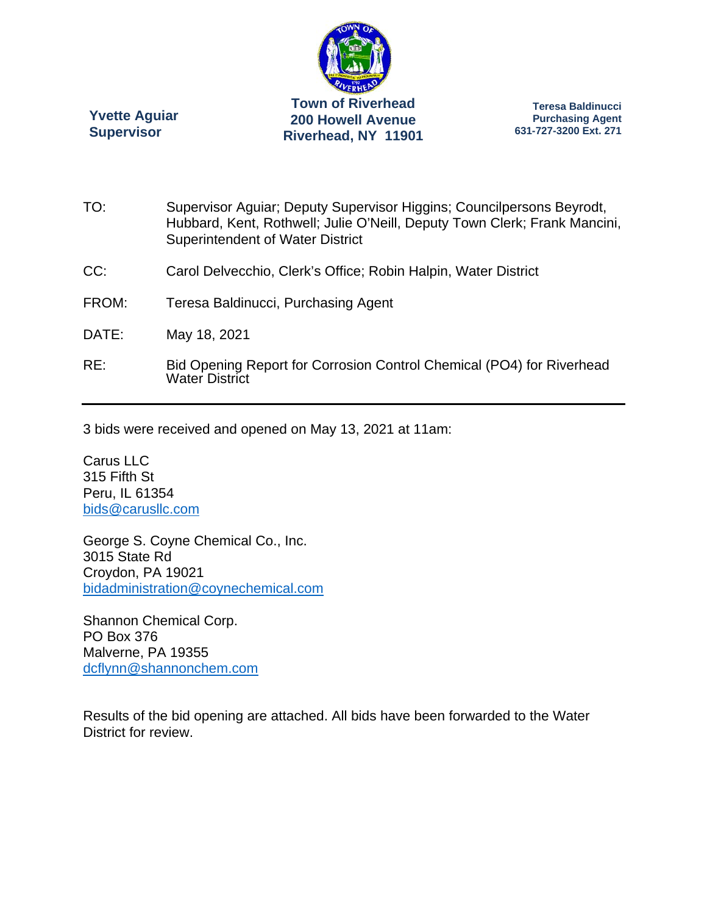**Yvette Aguiar**
**Supervisor**

**Town of Riverhead**
**200 Howell Avenue**
**Riverhead, NY 11901**

**Teresa Baldinucci**
**Purchasing Agent**
**631-727-3200 Ext. 271**

TO: Supervisor Aguiar; Deputy Supervisor Higgins; Councilpersons Beyrodt, Hubbard, Kent, Rothwell; Julie O'Neill, Deputy Town Clerk; Frank Mancini, Superintendent of Water District

CC: Carol Delvecchio, Clerk's Office; Robin Halpin, Water District

FROM: Teresa Baldinucci, Purchasing Agent

DATE: May 18, 2021

RE: Bid Opening Report for Corrosion Control Chemical (PO4) for Riverhead Water District

---

3 bids were received and opened on May 13, 2021 at 11am:

Carus LLC
315 Fifth St
Peru, IL 61354
bids@carusllc.com

George S. Coyne Chemical Co., Inc.
3015 State Rd
Croydon, PA 19021
bidadministration@coynechemical.com

Shannon Chemical Corp.
PO Box 376
Malverne, PA 19355
dcflynn@shannonchem.com

Results of the bid opening are attached. All bids have been forwarded to the Water District for review.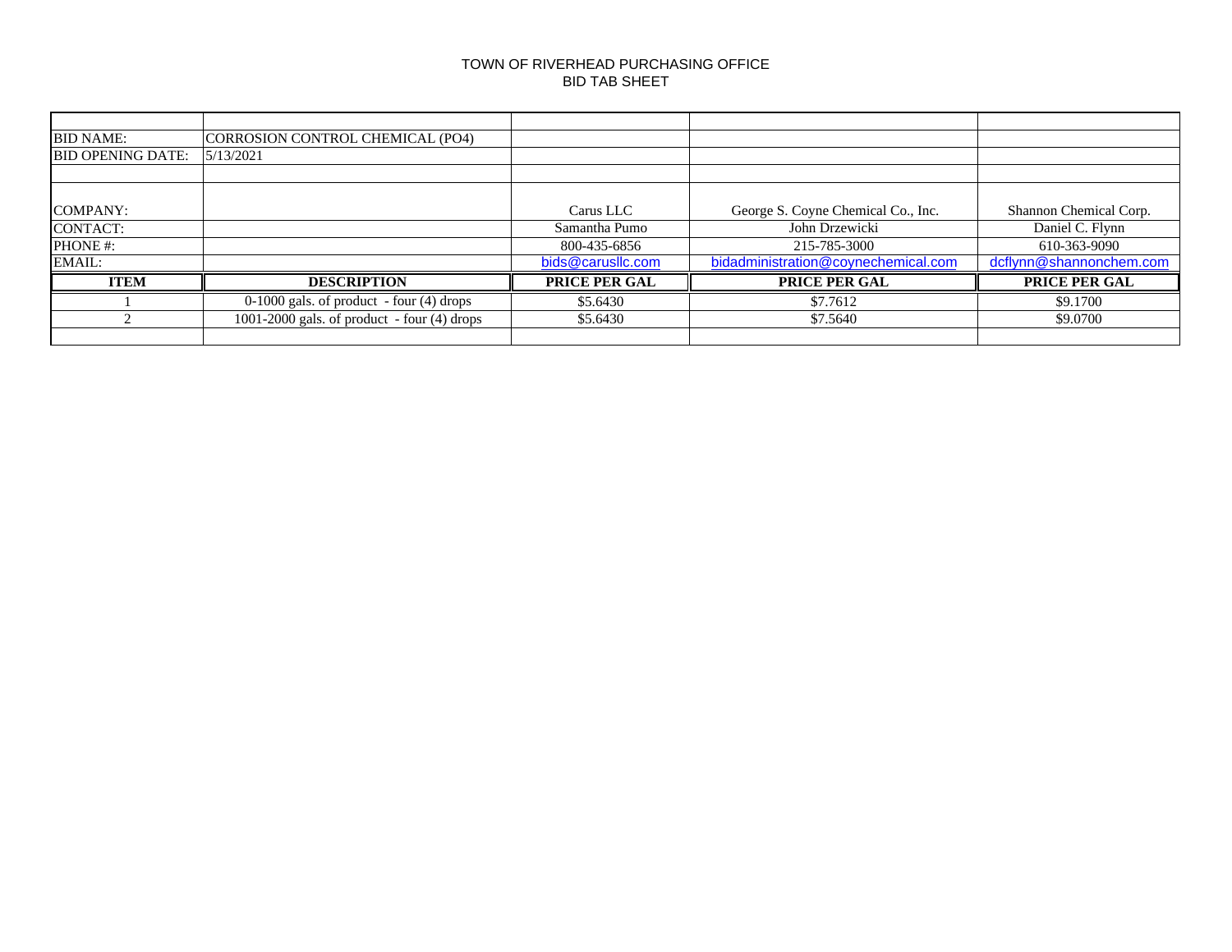TOWN OF RIVERHEAD PURCHASING OFFICE
BID TAB SHEET

| | | | | |
|---|---|---|---|---|
| BID NAME: | CORROSION CONTROL CHEMICAL (PO4) | | | |
| BID OPENING DATE: | 5/13/2021 | | | |
| | | | | |
| COMPANY: | | Carus LLC | George S. Coyne Chemical Co., Inc. | Shannon Chemical Corp. |
| CONTACT: | | Samantha Pumo | John Drzewicki | Daniel C. Flynn |
| PHONE #: | | 800-435-6856 | 215-785-3000 | 610-363-9090 |
| EMAIL: | | bids@carusllc.com | bidadministration@coynechemical.com | dcflynn@shannonchem.com |
| **ITEM** | **DESCRIPTION** | **PRICE PER GAL** | **PRICE PER GAL** | **PRICE PER GAL** |
| 1 | 0-1000 gals. of product - four (4) drops | $5.6430 | $7.7612 | $9.1700 |
| 2 | 1001-2000 gals. of product - four (4) drops | $5.6430 | $7.5640 | $9.0700 |
| | | | | |